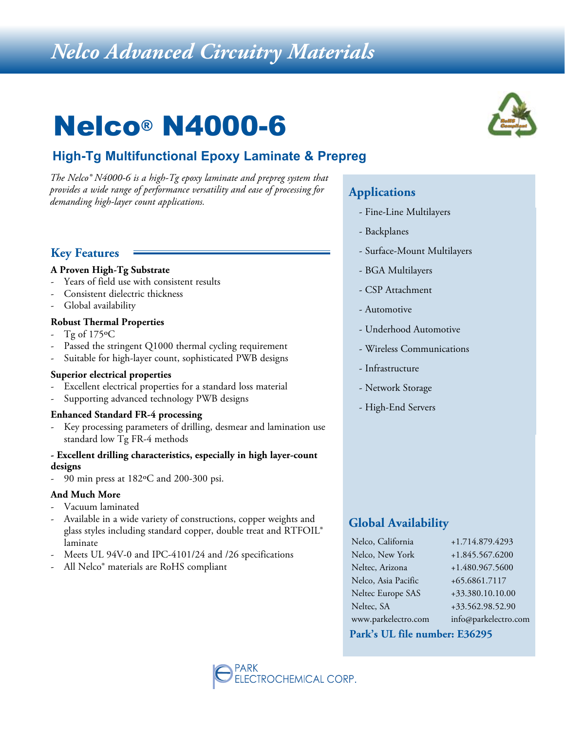# Nelco Advanced Circuitry Materials

# Nelco® N4000-6

## High-Tg Multifunctional Epoxy Laminate & Prepreg

*The Nelco® N4000-6 is a high-Tg epoxy laminate and prepreg system that provides a wide range of performance versatility and ease of processing for demanding high-layer count applications.*

## Key Features

**A Proven High-Tg Substrate**

- Years of field use with consistent results
- Consistent dielectric thickness
- Global availability

**Robust Thermal Properties**

- Tg of 175ºC
- Passed the stringent Q1000 thermal cycling requirement
- Suitable for high-layer count, sophisticated PWB designs

**Superior electrical properties**

- Excellent electrical properties for a standard loss material
- Supporting advanced technology PWB designs

**Enhanced Standard FR-4 processing**

- Key processing parameters of drilling, desmear and lamination use standard low Tg FR-4 methods

**- Excellent drilling characteristics, especially in high layer-count designs**

- 90 min press at 182ºC and 200-300 psi.

**And Much More**

- Vacuum laminated
- Available in a wide variety of constructions, copper weights and glass styles including standard copper, double treat and RTFOIL® laminate
- Meets UL 94V-0 and IPC-4101/24 and /26 specifications
- All Nelco® materials are RoHS compliant

## Applications

- Fine-Line Multilayers
- Backplanes
- Surface-Mount Multilayers
- BGA Multilayers
- CSP Attachment
- Automotive
- Underhood Automotive
- Wireless Communications
- Infrastructure
- Network Storage
- High-End Servers

## Global Availability

| | |
|---|---|
| Nelco, California | +1.714.879.4293 |
| Nelco, New York | +1.845.567.6200 |
| Neltec, Arizona | +1.480.967.5600 |
| Nelco, Asia Pacific | +65.6861.7117 |
| Neltec Europe SAS | +33.380.10.10.00 |
| Neltec, SA | +33.562.98.52.90 |
| www.parkelectro.com | info@parkelectro.com |

**Park's UL file number: E36295**

PARK ELECTROCHEMICAL CORP.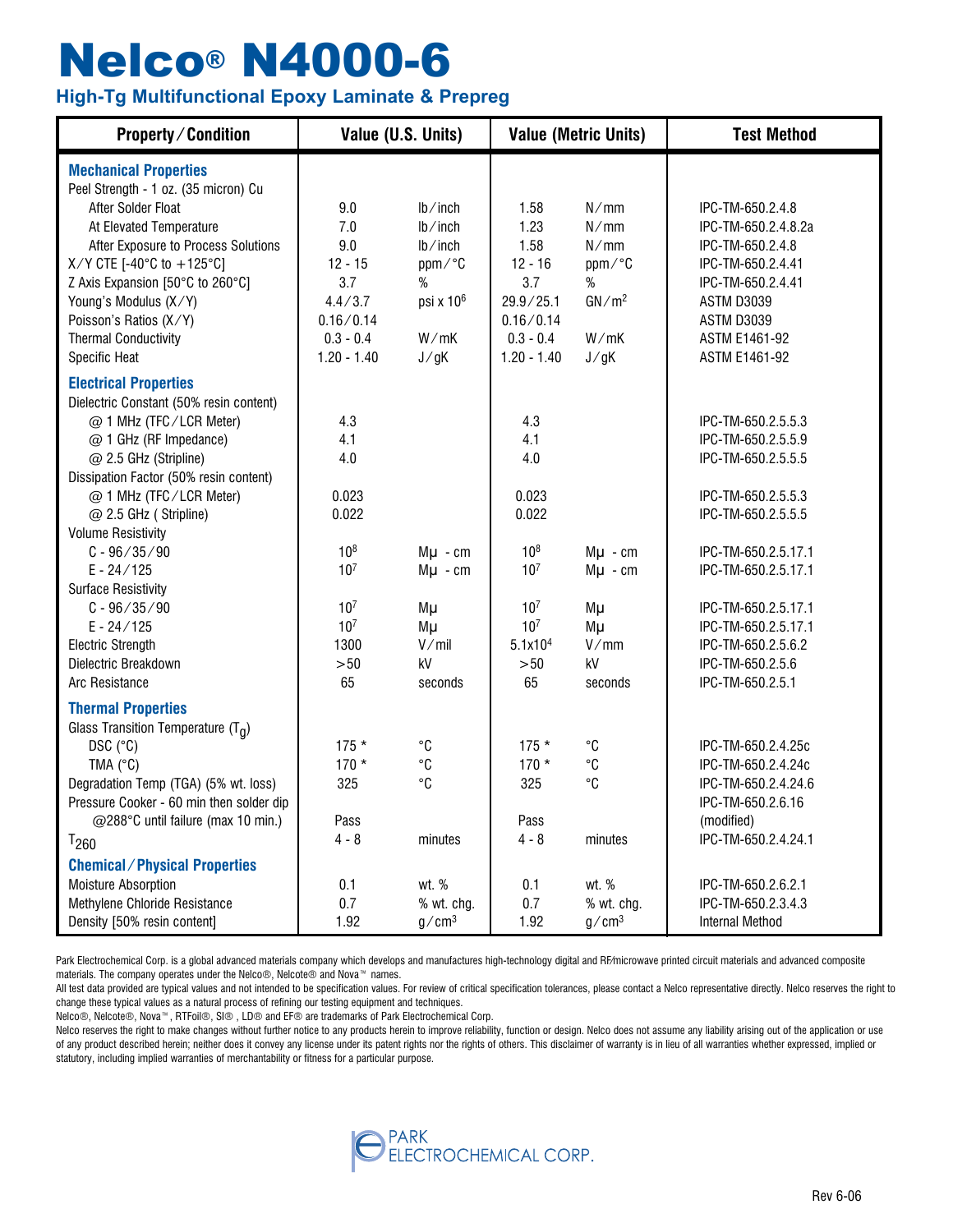# Nelco® N4000-6

## High-Tg Multifunctional Epoxy Laminate & Prepreg

| Property ⁄ Condition | Value (U.S. Units) | | Value (Metric Units) | | Test Method |
|---|---|---|---|---|---|
| **Mechanical Properties** | | | | | |
| Peel Strength - 1 oz. (35 micron) Cu | | | | | |
| After Solder Float | 9.0 | lb ⁄ inch | 1.58 | N ⁄ mm | IPC-TM-650.2.4.8 |
| At Elevated Temperature | 7.0 | lb ⁄ inch | 1.23 | N ⁄ mm | IPC-TM-650.2.4.8.2a |
| After Exposure to Process Solutions | 9.0 | lb ⁄ inch | 1.58 | N ⁄ mm | IPC-TM-650.2.4.8 |
| X ⁄ Y CTE [-40°C to +125°C] | 12 - 15 | ppm ⁄ °C | 12 - 16 | ppm ⁄ °C | IPC-TM-650.2.4.41 |
| Z Axis Expansion [50°C to 260°C] | 3.7 | % | 3.7 | % | IPC-TM-650.2.4.41 |
| Young's Modulus (X ⁄ Y) | 4.4 ⁄ 3.7 | psi x $10^6$ | 29.9 ⁄ 25.1 | GN ⁄ $m^2$ | ASTM D3039 |
| Poisson's Ratios (X ⁄ Y) | 0.16 ⁄ 0.14 | | 0.16 ⁄ 0.14 | | ASTM D3039 |
| Thermal Conductivity | 0.3 - 0.4 | W ⁄ mK | 0.3 - 0.4 | W ⁄ mK | ASTM E1461-92 |
| Specific Heat | 1.20 - 1.40 | J ⁄ gK | 1.20 - 1.40 | J ⁄ gK | ASTM E1461-92 |
| **Electrical Properties** | | | | | |
| Dielectric Constant (50% resin content) | | | | | |
| @ 1 MHz (TFC ⁄ LCR Meter) | 4.3 | | 4.3 | | IPC-TM-650.2.5.5.3 |
| @ 1 GHz (RF Impedance) | 4.1 | | 4.1 | | IPC-TM-650.2.5.5.9 |
| @ 2.5 GHz (Stripline) | 4.0 | | 4.0 | | IPC-TM-650.2.5.5.5 |
| Dissipation Factor (50% resin content) | | | | | |
| @ 1 MHz (TFC ⁄ LCR Meter) | 0.023 | | 0.023 | | IPC-TM-650.2.5.5.3 |
| @ 2.5 GHz ( Stripline) | 0.022 | | 0.022 | | IPC-TM-650.2.5.5.5 |
| Volume Resistivity | | | | | |
| C - 96 ⁄ 35 ⁄ 90 | $10^8$ | Mμ - cm | $10^8$ | Mμ - cm | IPC-TM-650.2.5.17.1 |
| E - 24 ⁄ 125 | $10^7$ | Mμ - cm | $10^7$ | Mμ - cm | IPC-TM-650.2.5.17.1 |
| Surface Resistivity | | | | | |
| C - 96 ⁄ 35 ⁄ 90 | $10^7$ | Mμ | $10^7$ | Mμ | IPC-TM-650.2.5.17.1 |
| E - 24 ⁄ 125 | $10^7$ | Mμ | $10^7$ | Mμ | IPC-TM-650.2.5.17.1 |
| Electric Strength | 1300 | V ⁄ mil | $5.1 \times 10^4$ | V ⁄ mm | IPC-TM-650.2.5.6.2 |
| Dielectric Breakdown | >50 | kV | >50 | kV | IPC-TM-650.2.5.6 |
| Arc Resistance | 65 | seconds | 65 | seconds | IPC-TM-650.2.5.1 |
| **Thermal Properties** | | | | | |
| Glass Transition Temperature ($T_g$) | | | | | |
| DSC (°C) | 175 * | °C | 175 * | °C | IPC-TM-650.2.4.25c |
| TMA (°C) | 170 * | °C | 170 * | °C | IPC-TM-650.2.4.24c |
| Degradation Temp (TGA) (5% wt. loss) | 325 | °C | 325 | °C | IPC-TM-650.2.4.24.6 |
| Pressure Cooker - 60 min then solder dip @288°C until failure (max 10 min.) | Pass | | Pass | | IPC-TM-650.2.6.16 (modified) |
| $T_{260}$ | 4 - 8 | minutes | 4 - 8 | minutes | IPC-TM-650.2.4.24.1 |
| **Chemical ⁄ Physical Properties** | | | | | |
| Moisture Absorption | 0.1 | wt. % | 0.1 | wt. % | IPC-TM-650.2.6.2.1 |
| Methylene Chloride Resistance | 0.7 | % wt. chg. | 0.7 | % wt. chg. | IPC-TM-650.2.3.4.3 |
| Density [50% resin content] | 1.92 | g ⁄ $cm^3$ | 1.92 | g ⁄ $cm^3$ | Internal Method |

Park Electrochemical Corp. is a global advanced materials company which develops and manufactures high-technology digital and RF⁄microwave printed circuit materials and advanced composite materials. The company operates under the Nelco®, Nelcote® and Nova™ names.

All test data provided are typical values and not intended to be specification values. For review of critical specification tolerances, please contact a Nelco representative directly. Nelco reserves the right to change these typical values as a natural process of refining our testing equipment and techniques.

Nelco®, Nelcote®, Nova™, RTFoil®, SI®, LD® and EF® are trademarks of Park Electrochemical Corp.

Nelco reserves the right to make changes without further notice to any products herein to improve reliability, function or design. Nelco does not assume any liability arising out of the application or use of any product described herein; neither does it convey any license under its patent rights nor the rights of others. This disclaimer of warranty is in lieu of all warranties whether expressed, implied or statutory, including implied warranties of merchantability or fitness for a particular purpose.

PARK ELECTROCHEMICAL CORP.

Rev 6-06